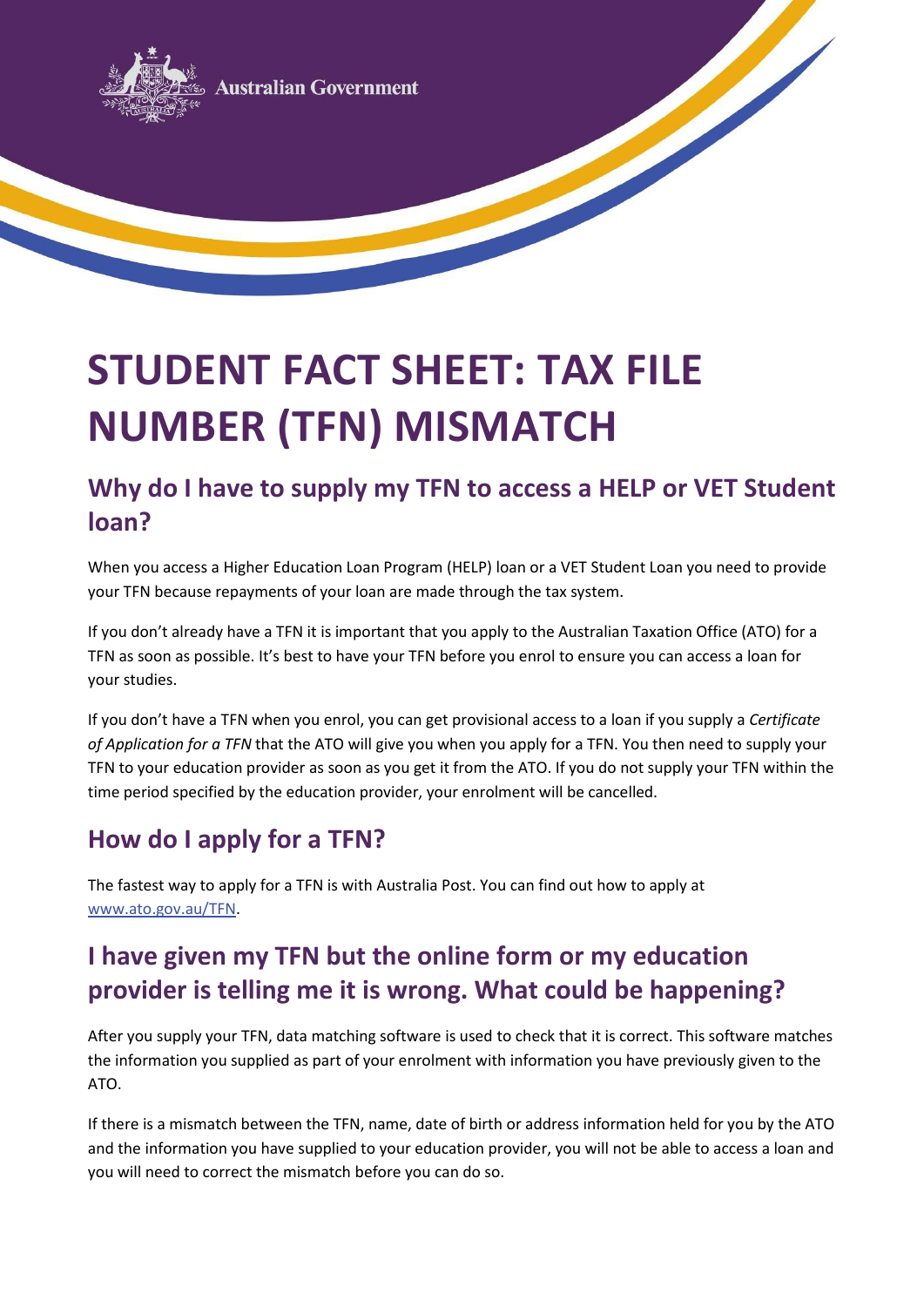Australian Government

# STUDENT FACT SHEET: TAX FILE NUMBER (TFN) MISMATCH

## Why do I have to supply my TFN to access a HELP or VET Student loan?

When you access a Higher Education Loan Program (HELP) loan or a VET Student Loan you need to provide your TFN because repayments of your loan are made through the tax system.

If you don't already have a TFN it is important that you apply to the Australian Taxation Office (ATO) for a TFN as soon as possible. It's best to have your TFN before you enrol to ensure you can access a loan for your studies.

If you don't have a TFN when you enrol, you can get provisional access to a loan if you supply a *Certificate of Application for a TFN* that the ATO will give you when you apply for a TFN. You then need to supply your TFN to your education provider as soon as you get it from the ATO. If you do not supply your TFN within the time period specified by the education provider, your enrolment will be cancelled.

## How do I apply for a TFN?

The fastest way to apply for a TFN is with Australia Post. You can find out how to apply at [www.ato.gov.au/TFN](http://www.ato.gov.au/TFN).

## I have given my TFN but the online form or my education provider is telling me it is wrong. What could be happening?

After you supply your TFN, data matching software is used to check that it is correct. This software matches the information you supplied as part of your enrolment with information you have previously given to the ATO.

If there is a mismatch between the TFN, name, date of birth or address information held for you by the ATO and the information you have supplied to your education provider, you will not be able to access a loan and you will need to correct the mismatch before you can do so.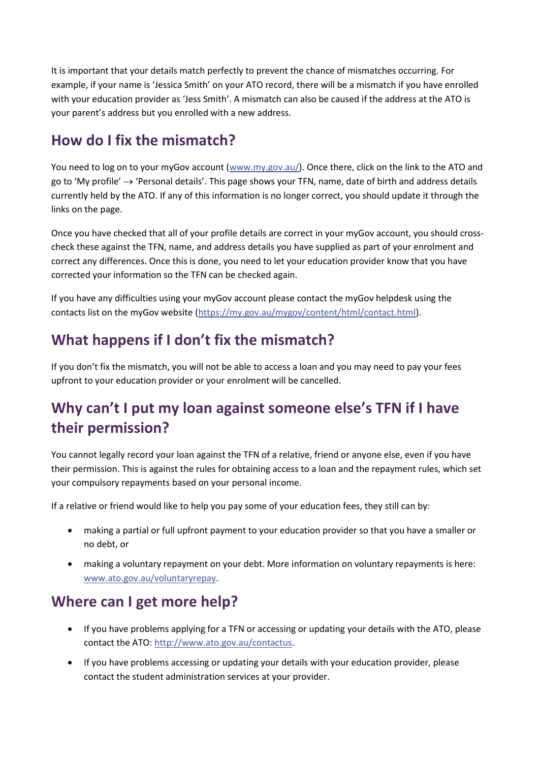It is important that your details match perfectly to prevent the chance of mismatches occurring. For example, if your name is 'Jessica Smith' on your ATO record, there will be a mismatch if you have enrolled with your education provider as 'Jess Smith'. A mismatch can also be caused if the address at the ATO is your parent's address but you enrolled with a new address.

## How do I fix the mismatch?

You need to log on to your myGov account (www.my.gov.au/). Once there, click on the link to the ATO and go to 'My profile' → 'Personal details'. This page shows your TFN, name, date of birth and address details currently held by the ATO. If any of this information is no longer correct, you should update it through the links on the page.

Once you have checked that all of your profile details are correct in your myGov account, you should cross-check these against the TFN, name, and address details you have supplied as part of your enrolment and correct any differences. Once this is done, you need to let your education provider know that you have corrected your information so the TFN can be checked again.

If you have any difficulties using your myGov account please contact the myGov helpdesk using the contacts list on the myGov website (https://my.gov.au/mygov/content/html/contact.html).

## What happens if I don't fix the mismatch?

If you don't fix the mismatch, you will not be able to access a loan and you may need to pay your fees upfront to your education provider or your enrolment will be cancelled.

## Why can't I put my loan against someone else's TFN if I have their permission?

You cannot legally record your loan against the TFN of a relative, friend or anyone else, even if you have their permission. This is against the rules for obtaining access to a loan and the repayment rules, which set your compulsory repayments based on your personal income.

If a relative or friend would like to help you pay some of your education fees, they still can by:

- making a partial or full upfront payment to your education provider so that you have a smaller or no debt, or
- making a voluntary repayment on your debt. More information on voluntary repayments is here: www.ato.gov.au/voluntaryrepay.

## Where can I get more help?

- If you have problems applying for a TFN or accessing or updating your details with the ATO, please contact the ATO: http://www.ato.gov.au/contactus.
- If you have problems accessing or updating your details with your education provider, please contact the student administration services at your provider.